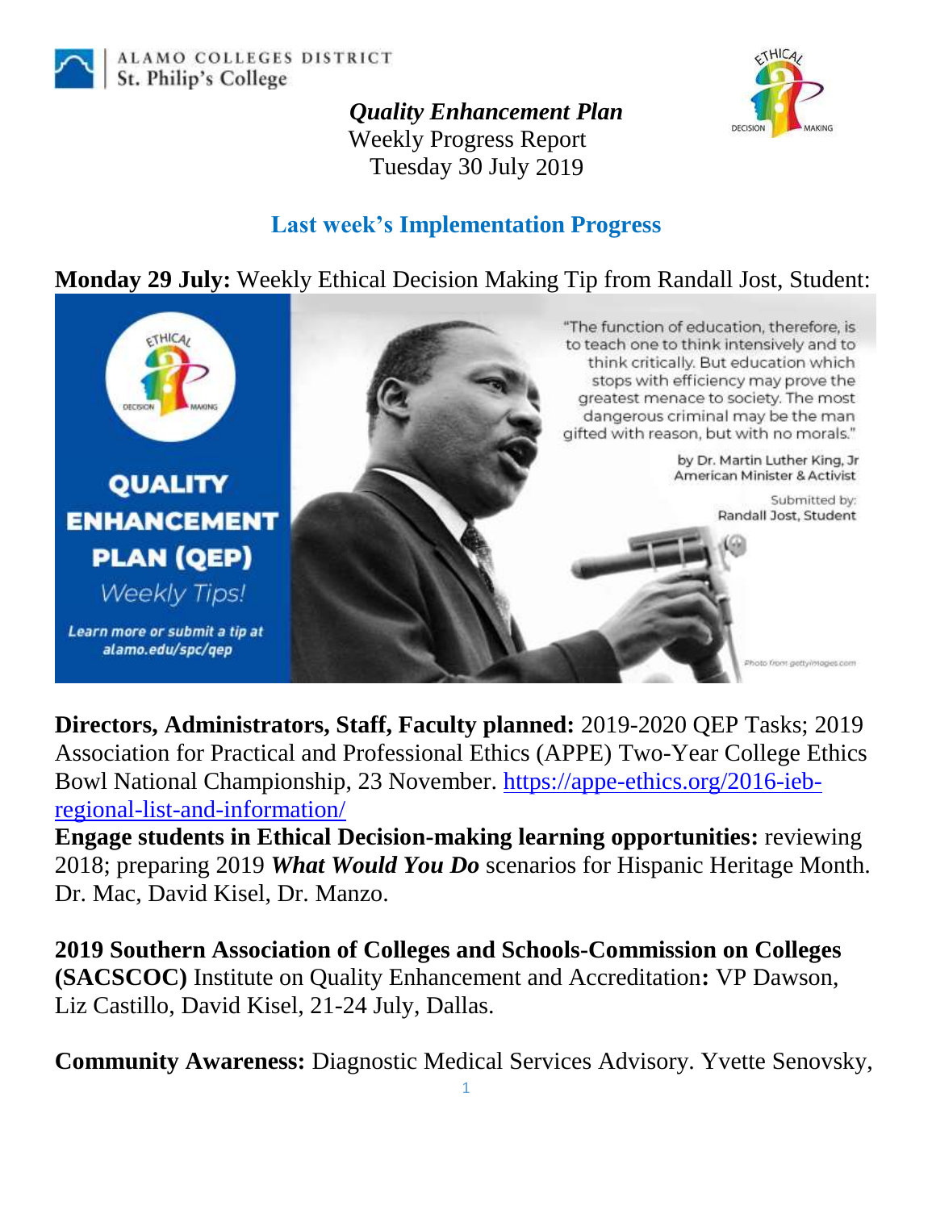ALAMO COLLEGES DISTRICT
St. Philip's College

***Quality Enhancement Plan***
Weekly Progress Report
Tuesday 30 July 2019

## Last week's Implementation Progress

**Monday 29 July:** Weekly Ethical Decision Making Tip from Randall Jost, Student:

"The function of education, therefore, is to teach one to think intensively and to think critically. But education which stops with efficiency may prove the greatest menace to society. The most dangerous criminal may be the man gifted with reason, but with no morals."

by Dr. Martin Luther King, Jr
American Minister & Activist

Submitted by:
Randall Jost, Student

QUALITY ENHANCEMENT PLAN (QEP)
*Weekly Tips!*
*Learn more or submit a tip at alamo.edu/spc/qep*

Photo from gettyimages.com

**Directors, Administrators, Staff, Faculty planned:** 2019-2020 QEP Tasks; 2019 Association for Practical and Professional Ethics (APPE) Two-Year College Ethics Bowl National Championship, 23 November. [https://appe-ethics.org/2016-ieb-regional-list-and-information/](https://appe-ethics.org/2016-ieb-regional-list-and-information/)

**Engage students in Ethical Decision-making learning opportunities:** reviewing 2018; preparing 2019 ***What Would You Do*** scenarios for Hispanic Heritage Month. Dr. Mac, David Kisel, Dr. Manzo.

**2019 Southern Association of Colleges and Schools-Commission on Colleges (SACSCOC)** Institute on Quality Enhancement and Accreditation**:** VP Dawson, Liz Castillo, David Kisel, 21-24 July, Dallas.

**Community Awareness:** Diagnostic Medical Services Advisory. Yvette Senovsky,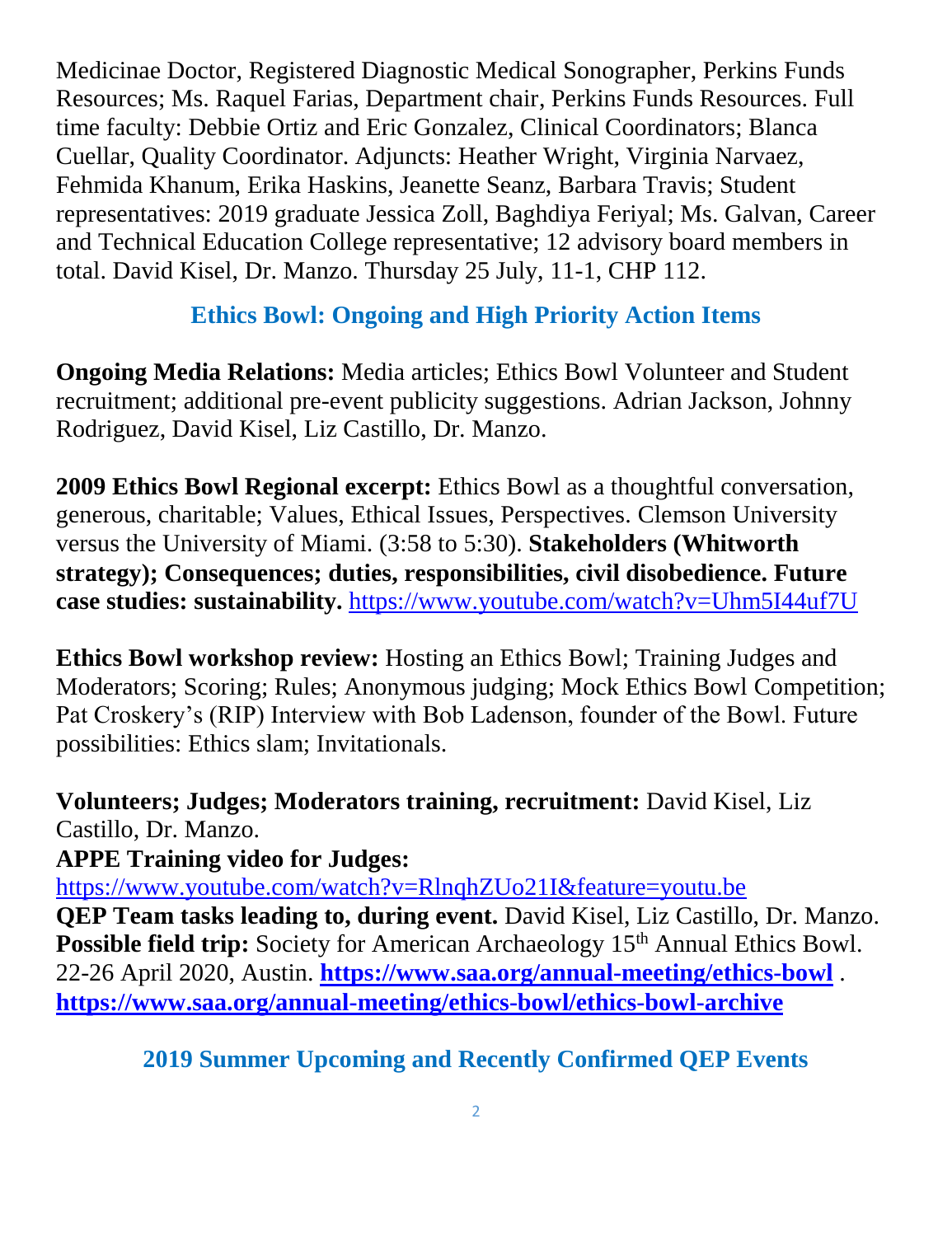Medicinae Doctor, Registered Diagnostic Medical Sonographer, Perkins Funds Resources; Ms. Raquel Farias, Department chair, Perkins Funds Resources. Full time faculty: Debbie Ortiz and Eric Gonzalez, Clinical Coordinators; Blanca Cuellar, Quality Coordinator. Adjuncts: Heather Wright, Virginia Narvaez, Fehmida Khanum, Erika Haskins, Jeanette Seanz, Barbara Travis; Student representatives: 2019 graduate Jessica Zoll, Baghdiya Feriyal; Ms. Galvan, Career and Technical Education College representative; 12 advisory board members in total. David Kisel, Dr. Manzo. Thursday 25 July, 11-1, CHP 112.

## Ethics Bowl: Ongoing and High Priority Action Items

**Ongoing Media Relations:** Media articles; Ethics Bowl Volunteer and Student recruitment; additional pre-event publicity suggestions. Adrian Jackson, Johnny Rodriguez, David Kisel, Liz Castillo, Dr. Manzo.

**2009 Ethics Bowl Regional excerpt:** Ethics Bowl as a thoughtful conversation, generous, charitable; Values, Ethical Issues, Perspectives. Clemson University versus the University of Miami. (3:58 to 5:30). **Stakeholders (Whitworth strategy); Consequences; duties, responsibilities, civil disobedience. Future case studies: sustainability.** https://www.youtube.com/watch?v=Uhm5I44uf7U

**Ethics Bowl workshop review:** Hosting an Ethics Bowl; Training Judges and Moderators; Scoring; Rules; Anonymous judging; Mock Ethics Bowl Competition; Pat Croskery's (RIP) Interview with Bob Ladenson, founder of the Bowl. Future possibilities: Ethics slam; Invitationals.

**Volunteers; Judges; Moderators training, recruitment:** David Kisel, Liz Castillo, Dr. Manzo.
**APPE Training video for Judges:**
https://www.youtube.com/watch?v=RlnqhZUo21I&feature=youtu.be
**QEP Team tasks leading to, during event.** David Kisel, Liz Castillo, Dr. Manzo.
**Possible field trip:** Society for American Archaeology 15th Annual Ethics Bowl. 22-26 April 2020, Austin. **https://www.saa.org/annual-meeting/ethics-bowl** . **https://www.saa.org/annual-meeting/ethics-bowl/ethics-bowl-archive**

## 2019 Summer Upcoming and Recently Confirmed QEP Events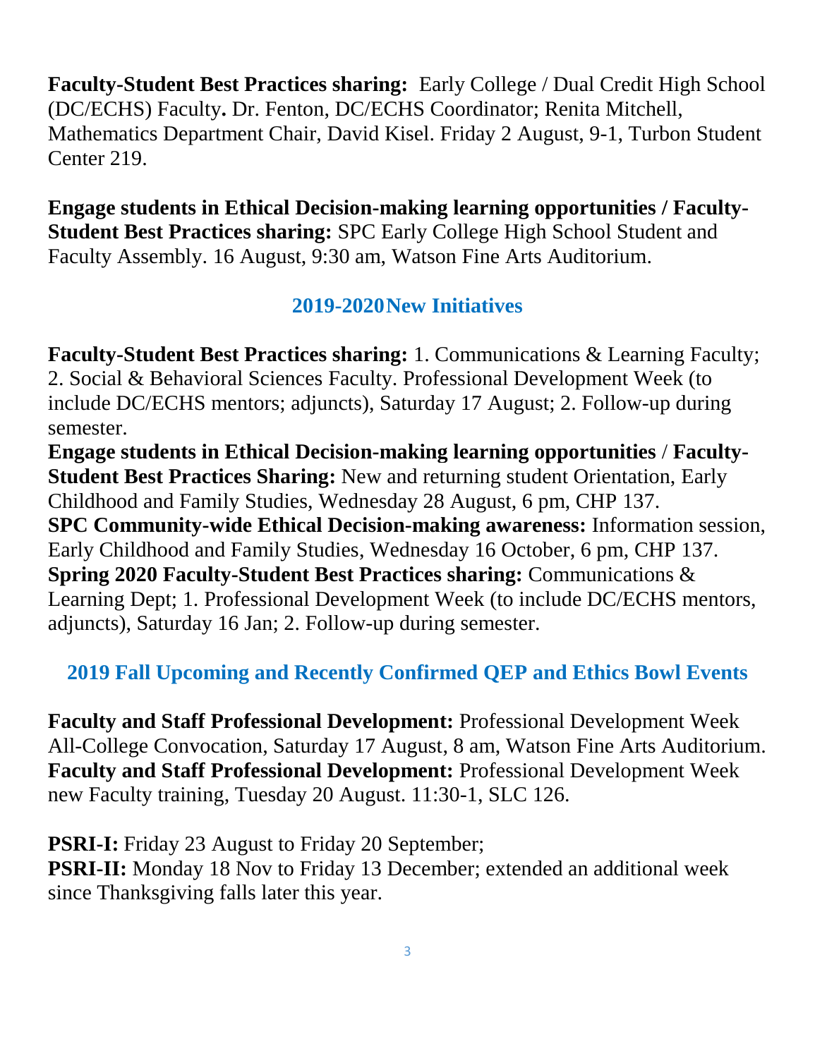**Faculty-Student Best Practices sharing:** Early College / Dual Credit High School (DC/ECHS) Faculty**.** Dr. Fenton, DC/ECHS Coordinator; Renita Mitchell, Mathematics Department Chair, David Kisel. Friday 2 August, 9-1, Turbon Student Center 219.

**Engage students in Ethical Decision-making learning opportunities / Faculty-Student Best Practices sharing:** SPC Early College High School Student and Faculty Assembly. 16 August, 9:30 am, Watson Fine Arts Auditorium.

## 2019-2020New Initiatives

**Faculty-Student Best Practices sharing:** 1. Communications & Learning Faculty; 2. Social & Behavioral Sciences Faculty. Professional Development Week (to include DC/ECHS mentors; adjuncts), Saturday 17 August; 2. Follow-up during semester.
**Engage students in Ethical Decision-making learning opportunities / Faculty-Student Best Practices Sharing:** New and returning student Orientation, Early Childhood and Family Studies, Wednesday 28 August, 6 pm, CHP 137.
**SPC Community-wide Ethical Decision-making awareness:** Information session, Early Childhood and Family Studies, Wednesday 16 October, 6 pm, CHP 137.
**Spring 2020 Faculty-Student Best Practices sharing:** Communications & Learning Dept; 1. Professional Development Week (to include DC/ECHS mentors, adjuncts), Saturday 16 Jan; 2. Follow-up during semester.

## 2019 Fall Upcoming and Recently Confirmed QEP and Ethics Bowl Events

**Faculty and Staff Professional Development:** Professional Development Week All-College Convocation, Saturday 17 August, 8 am, Watson Fine Arts Auditorium.
**Faculty and Staff Professional Development:** Professional Development Week new Faculty training, Tuesday 20 August. 11:30-1, SLC 126.

**PSRI-I:** Friday 23 August to Friday 20 September;
**PSRI-II:** Monday 18 Nov to Friday 13 December; extended an additional week since Thanksgiving falls later this year.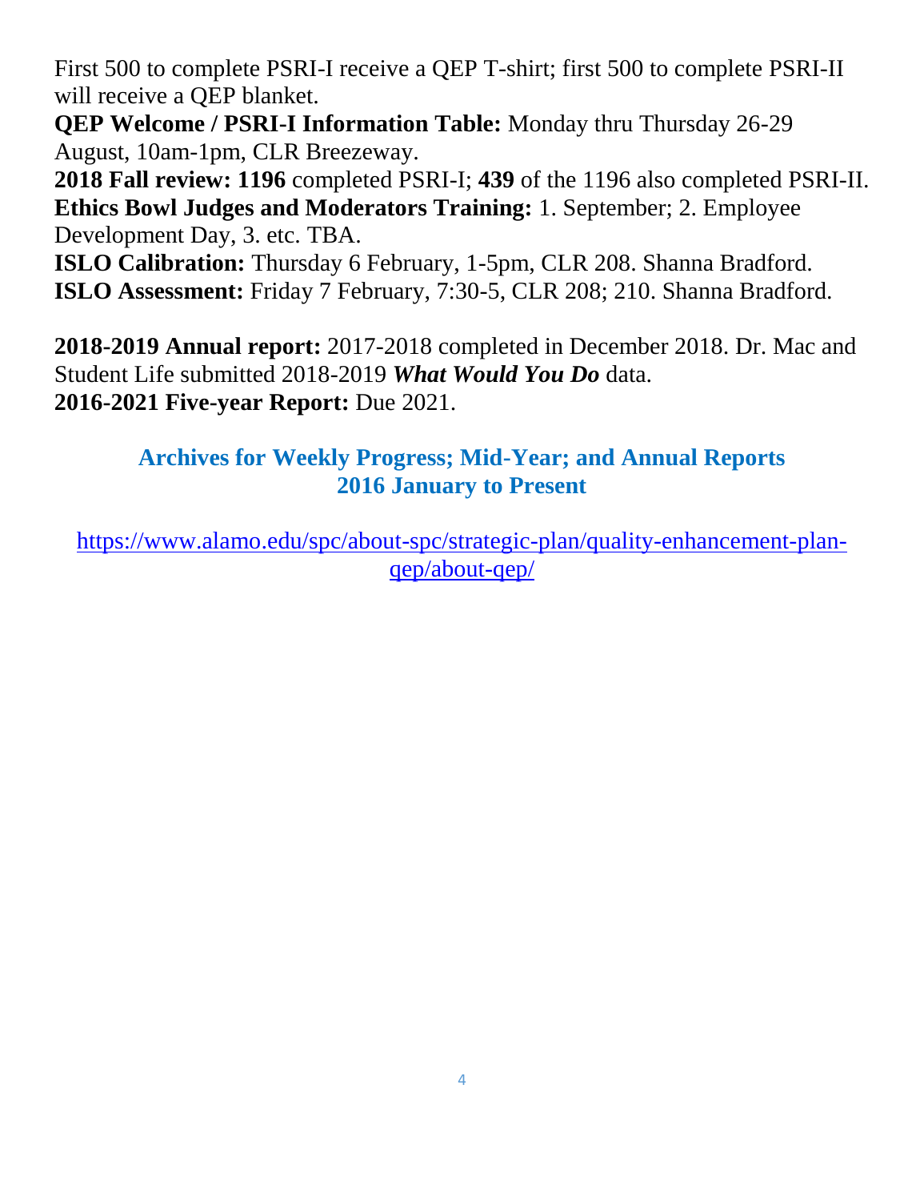First 500 to complete PSRI-I receive a QEP T-shirt; first 500 to complete PSRI-II will receive a QEP blanket.

**QEP Welcome / PSRI-I Information Table:** Monday thru Thursday 26-29 August, 10am-1pm, CLR Breezeway.

**2018 Fall review: 1196** completed PSRI-I; **439** of the 1196 also completed PSRI-II.

**Ethics Bowl Judges and Moderators Training:** 1. September; 2. Employee Development Day, 3. etc. TBA.

**ISLO Calibration:** Thursday 6 February, 1-5pm, CLR 208. Shanna Bradford.

**ISLO Assessment:** Friday 7 February, 7:30-5, CLR 208; 210. Shanna Bradford.

**2018-2019 Annual report:** 2017-2018 completed in December 2018. Dr. Mac and Student Life submitted 2018-2019 ***What Would You Do*** data.

**2016-2021 Five-year Report:** Due 2021.

## Archives for Weekly Progress; Mid-Year; and Annual Reports 2016 January to Present

https://www.alamo.edu/spc/about-spc/strategic-plan/quality-enhancement-plan-qep/about-qep/